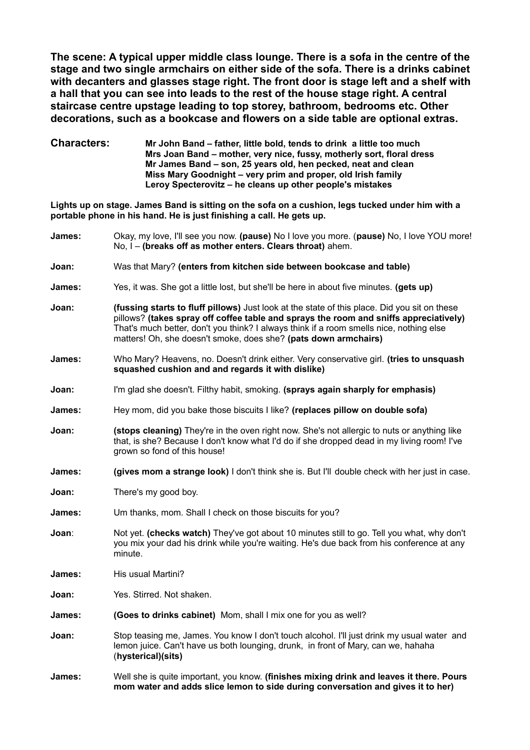**The scene: A typical upper middle class lounge. There is a sofa in the centre of the stage and two single armchairs on either side of the sofa. There is a drinks cabinet with decanters and glasses stage right. The front door is stage left and a shelf with a hall that you can see into leads to the rest of the house stage right. A central staircase centre upstage leading to top storey, bathroom, bedrooms etc. Other decorations, such as a bookcase and flowers on a side table are optional extras.**

**Characters:**

**Mr John Band – father, little bold, tends to drink a little too much**
**Mrs Joan Band – mother, very nice, fussy, motherly sort, floral dress**
**Mr James Band – son, 25 years old, hen pecked, neat and clean**
**Miss Mary Goodnight – very prim and proper, old Irish family**
**Leroy Specterovitz – he cleans up other people's mistakes**

**Lights up on stage. James Band is sitting on the sofa on a cushion, legs tucked under him with a portable phone in his hand. He is just finishing a call. He gets up.**

**James:** Okay, my love, I'll see you now. **(pause)** No I love you more. (**pause)** No, I love YOU more! No, I – **(breaks off as mother enters. Clears throat)** ahem.

**Joan:** Was that Mary? **(enters from kitchen side between bookcase and table)**

**James:** Yes, it was. She got a little lost, but she'll be here in about five minutes. **(gets up)**

**Joan:** **(fussing starts to fluff pillows)** Just look at the state of this place. Did you sit on these pillows? **(takes spray off coffee table and sprays the room and sniffs appreciatively)** That's much better, don't you think? I always think if a room smells nice, nothing else matters! Oh, she doesn't smoke, does she? **(pats down armchairs)**

**James:** Who Mary? Heavens, no. Doesn't drink either. Very conservative girl. **(tries to unsquash squashed cushion and and regards it with dislike)**

**Joan:** I'm glad she doesn't. Filthy habit, smoking. **(sprays again sharply for emphasis)**

**James:** Hey mom, did you bake those biscuits I like? **(replaces pillow on double sofa)**

**Joan:** **(stops cleaning)** They're in the oven right now. She's not allergic to nuts or anything like that, is she? Because I don't know what I'd do if she dropped dead in my living room! I've grown so fond of this house!

**James:** **(gives mom a strange look)** I don't think she is. But I'll double check with her just in case.

**Joan:** There's my good boy.

**James:** Um thanks, mom. Shall I check on those biscuits for you?

**Joan**: Not yet. **(checks watch)** They've got about 10 minutes still to go. Tell you what, why don't you mix your dad his drink while you're waiting. He's due back from his conference at any minute.

**James:** His usual Martini?

**Joan:** Yes. Stirred. Not shaken.

**James:** **(Goes to drinks cabinet)** Mom, shall I mix one for you as well?

**Joan:** Stop teasing me, James. You know I don't touch alcohol. I'll just drink my usual water and lemon juice. Can't have us both lounging, drunk, in front of Mary, can we, hahaha (**hysterical)(sits)**

**James:** Well she is quite important, you know. **(finishes mixing drink and leaves it there. Pours mom water and adds slice lemon to side during conversation and gives it to her)**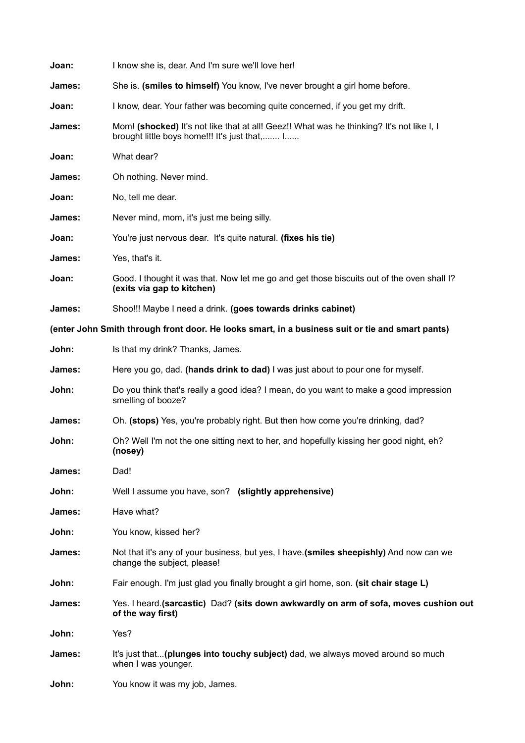**Joan:** I know she is, dear. And I'm sure we'll love her!

**James:** She is. **(smiles to himself)** You know, I've never brought a girl home before.

**Joan:** I know, dear. Your father was becoming quite concerned, if you get my drift.

**James:** Mom! **(shocked)** It's not like that at all! Geez!! What was he thinking? It's not like I, I brought little boys home!!! It's just that,....... I......

**Joan:** What dear?

**James:** Oh nothing. Never mind.

**Joan:** No, tell me dear.

**James:** Never mind, mom, it's just me being silly.

**Joan:** You're just nervous dear. It's quite natural. **(fixes his tie)**

**James:** Yes, that's it.

**Joan:** Good. I thought it was that. Now let me go and get those biscuits out of the oven shall I? **(exits via gap to kitchen)**

**James:** Shoo!!! Maybe I need a drink. **(goes towards drinks cabinet)**

**(enter John Smith through front door. He looks smart, in a business suit or tie and smart pants)**

**John:** Is that my drink? Thanks, James.

**James:** Here you go, dad. **(hands drink to dad)** I was just about to pour one for myself.

**John:** Do you think that's really a good idea? I mean, do you want to make a good impression smelling of booze?

**James:** Oh. **(stops)** Yes, you're probably right. But then how come you're drinking, dad?

**John:** Oh? Well I'm not the one sitting next to her, and hopefully kissing her good night, eh? **(nosey)**

**James:** Dad!

**John:** Well I assume you have, son? **(slightly apprehensive)**

**James:** Have what?

**John:** You know, kissed her?

**James:** Not that it's any of your business, but yes, I have.**(smiles sheepishly)** And now can we change the subject, please!

**John:** Fair enough. I'm just glad you finally brought a girl home, son. **(sit chair stage L)**

**James:** Yes. I heard.**(sarcastic)** Dad? **(sits down awkwardly on arm of sofa, moves cushion out of the way first)**

**John:** Yes?

**James:** It's just that...**(plunges into touchy subject)** dad, we always moved around so much when I was younger.

**John:** You know it was my job, James.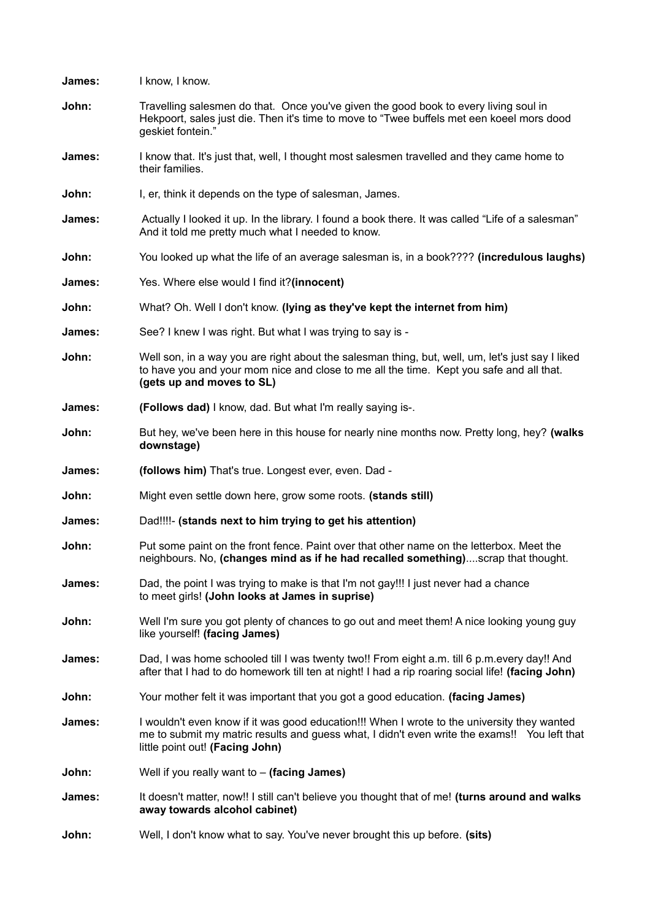**James:** I know, I know.

**John:** Travelling salesmen do that. Once you've given the good book to every living soul in Hekpoort, sales just die. Then it's time to move to "Twee buffels met een koeel mors dood geskiet fontein."

**James:** I know that. It's just that, well, I thought most salesmen travelled and they came home to their families.

**John:** I, er, think it depends on the type of salesman, James.

**James:** Actually I looked it up. In the library. I found a book there. It was called "Life of a salesman" And it told me pretty much what I needed to know.

**John:** You looked up what the life of an average salesman is, in a book???? **(incredulous laughs)**

**James:** Yes. Where else would I find it?**(innocent)**

**John:** What? Oh. Well I don't know. **(lying as they've kept the internet from him)**

**James:** See? I knew I was right. But what I was trying to say is -

**John:** Well son, in a way you are right about the salesman thing, but, well, um, let's just say I liked to have you and your mom nice and close to me all the time. Kept you safe and all that. **(gets up and moves to SL)**

**James:** **(Follows dad)** I know, dad. But what I'm really saying is-.

**John:** But hey, we've been here in this house for nearly nine months now. Pretty long, hey? **(walks downstage)**

**James:** **(follows him)** That's true. Longest ever, even. Dad -

**John:** Might even settle down here, grow some roots. **(stands still)**

**James:** Dad!!!!- **(stands next to him trying to get his attention)**

**John:** Put some paint on the front fence. Paint over that other name on the letterbox. Meet the neighbours. No, **(changes mind as if he had recalled something)**....scrap that thought.

**James:** Dad, the point I was trying to make is that I'm not gay!!! I just never had a chance to meet girls! **(John looks at James in suprise)**

**John:** Well I'm sure you got plenty of chances to go out and meet them! A nice looking young guy like yourself! **(facing James)**

**James:** Dad, I was home schooled till I was twenty two!! From eight a.m. till 6 p.m.every day!! And after that I had to do homework till ten at night! I had a rip roaring social life! **(facing John)**

**John:** Your mother felt it was important that you got a good education. **(facing James)**

**James:** I wouldn't even know if it was good education!!! When I wrote to the university they wanted me to submit my matric results and guess what, I didn't even write the exams!! You left that little point out! **(Facing John)**

**John:** Well if you really want to – **(facing James)**

**James:** It doesn't matter, now!! I still can't believe you thought that of me! **(turns around and walks away towards alcohol cabinet)**

**John:** Well, I don't know what to say. You've never brought this up before. **(sits)**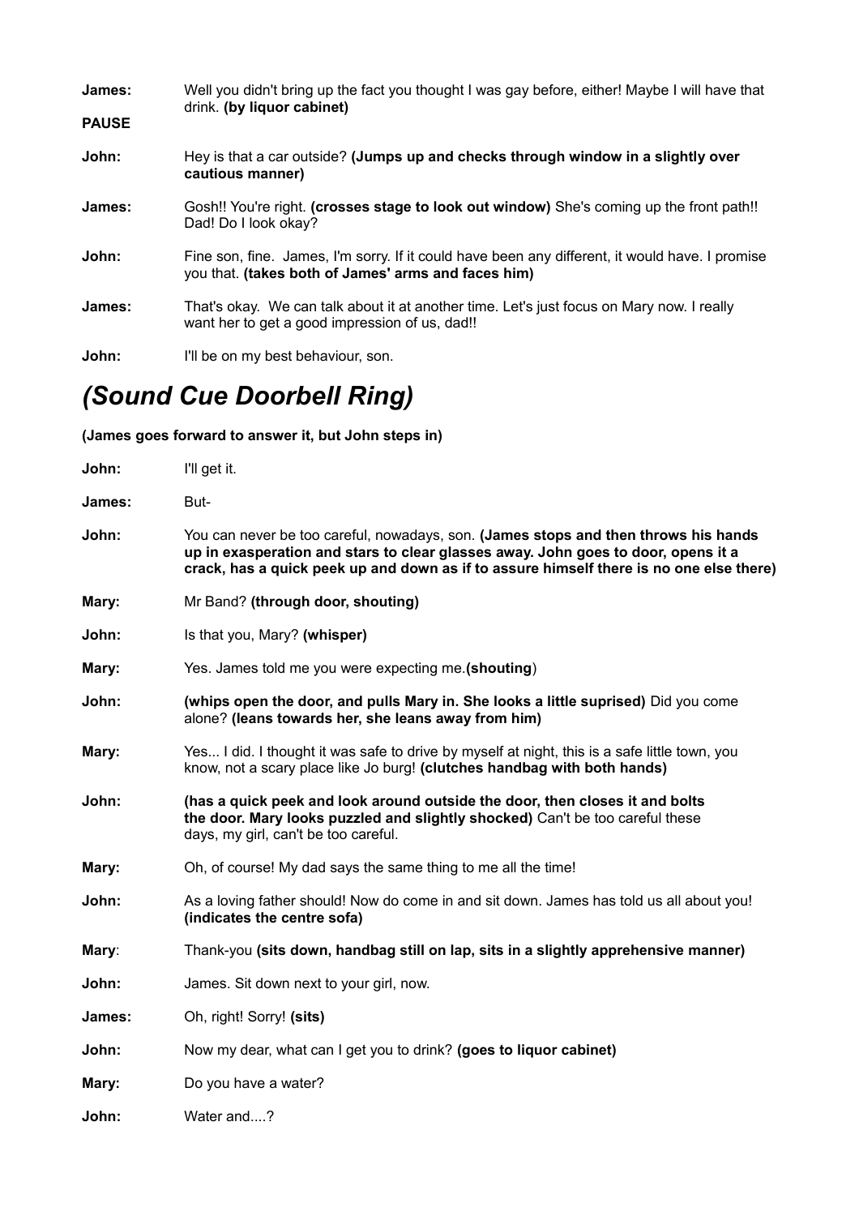**James:** Well you didn't bring up the fact you thought I was gay before, either! Maybe I will have that drink. **(by liquor cabinet)**

**PAUSE**

**John:** Hey is that a car outside? **(Jumps up and checks through window in a slightly over cautious manner)**

**James:** Gosh!! You're right. **(crosses stage to look out window)** She's coming up the front path!! Dad! Do I look okay?

**John:** Fine son, fine. James, I'm sorry. If it could have been any different, it would have. I promise you that. **(takes both of James' arms and faces him)**

**James:** That's okay. We can talk about it at another time. Let's just focus on Mary now. I really want her to get a good impression of us, dad!!

**John:** I'll be on my best behaviour, son.

## *(Sound Cue Doorbell Ring)*

**(James goes forward to answer it, but John steps in)**

**John:** I'll get it.

**James:** But-

**John:** You can never be too careful, nowadays, son. **(James stops and then throws his hands up in exasperation and stars to clear glasses away. John goes to door, opens it a crack, has a quick peek up and down as if to assure himself there is no one else there)**

**Mary:** Mr Band? **(through door, shouting)**

**John:** Is that you, Mary? **(whisper)**

**Mary:** Yes. James told me you were expecting me.**(shouting**)

**John:** **(whips open the door, and pulls Mary in. She looks a little suprised)** Did you come alone? **(leans towards her, she leans away from him)**

**Mary:** Yes... I did. I thought it was safe to drive by myself at night, this is a safe little town, you know, not a scary place like Jo burg! **(clutches handbag with both hands)**

**John:** **(has a quick peek and look around outside the door, then closes it and bolts the door. Mary looks puzzled and slightly shocked)** Can't be too careful these days, my girl, can't be too careful.

**Mary:** Oh, of course! My dad says the same thing to me all the time!

**John:** As a loving father should! Now do come in and sit down. James has told us all about you! **(indicates the centre sofa)**

**Mary**: Thank-you **(sits down, handbag still on lap, sits in a slightly apprehensive manner)**

**John:** James. Sit down next to your girl, now.

**James:** Oh, right! Sorry! **(sits)**

**John:** Now my dear, what can I get you to drink? **(goes to liquor cabinet)**

**Mary:** Do you have a water?

**John:** Water and....?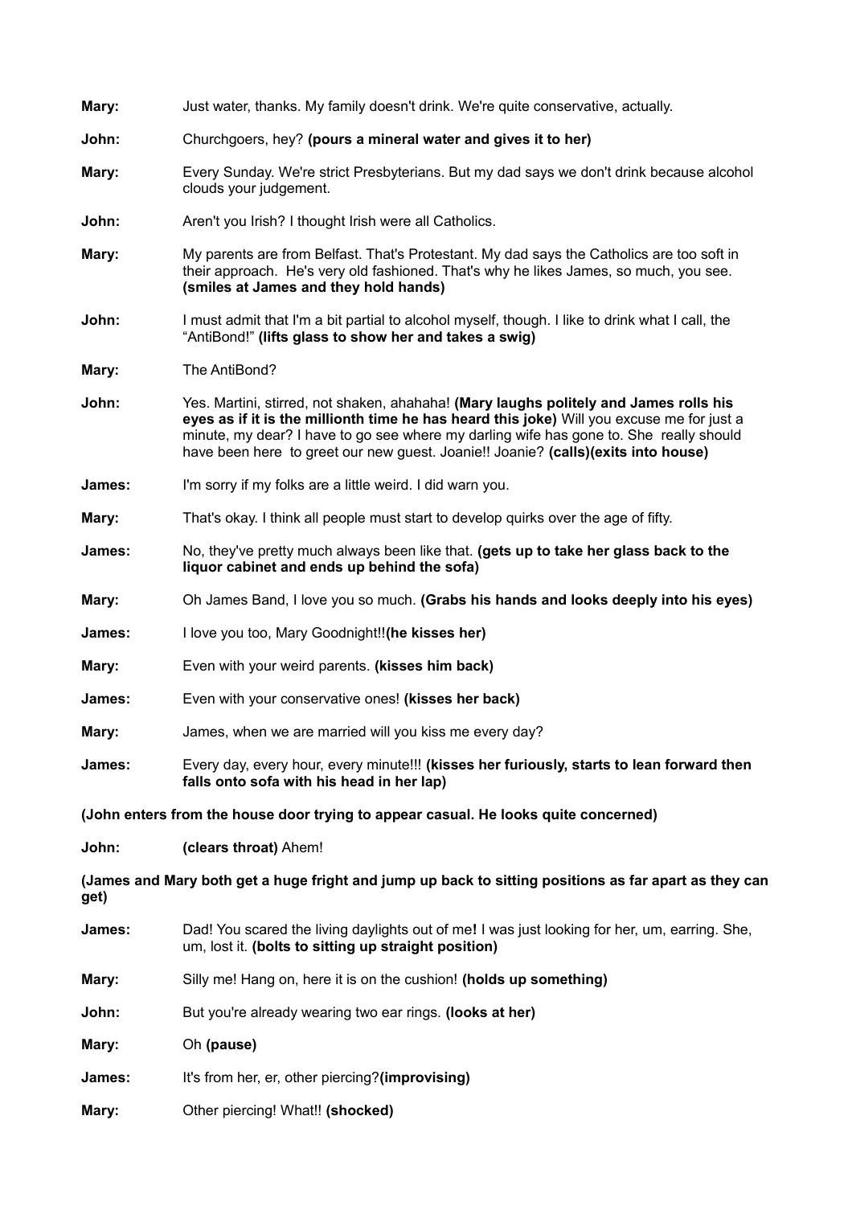**Mary:** Just water, thanks. My family doesn't drink. We're quite conservative, actually.

**John:** Churchgoers, hey? **(pours a mineral water and gives it to her)**

**Mary:** Every Sunday. We're strict Presbyterians. But my dad says we don't drink because alcohol clouds your judgement.

**John:** Aren't you Irish? I thought Irish were all Catholics.

**Mary:** My parents are from Belfast. That's Protestant. My dad says the Catholics are too soft in their approach. He's very old fashioned. That's why he likes James, so much, you see. **(smiles at James and they hold hands)**

**John:** I must admit that I'm a bit partial to alcohol myself, though. I like to drink what I call, the "AntiBond!" **(lifts glass to show her and takes a swig)**

**Mary:** The AntiBond?

**John:** Yes. Martini, stirred, not shaken, ahahaha! **(Mary laughs politely and James rolls his eyes as if it is the millionth time he has heard this joke)** Will you excuse me for just a minute, my dear? I have to go see where my darling wife has gone to. She really should have been here to greet our new guest. Joanie!! Joanie? **(calls)(exits into house)**

**James:** I'm sorry if my folks are a little weird. I did warn you.

**Mary:** That's okay. I think all people must start to develop quirks over the age of fifty.

**James:** No, they've pretty much always been like that. **(gets up to take her glass back to the liquor cabinet and ends up behind the sofa)**

**Mary:** Oh James Band, I love you so much. **(Grabs his hands and looks deeply into his eyes)**

**James:** I love you too, Mary Goodnight!!**(he kisses her)**

**Mary:** Even with your weird parents. **(kisses him back)**

**James:** Even with your conservative ones! **(kisses her back)**

**Mary:** James, when we are married will you kiss me every day?

**James:** Every day, every hour, every minute!!! **(kisses her furiously, starts to lean forward then falls onto sofa with his head in her lap)**

**(John enters from the house door trying to appear casual. He looks quite concerned)**

**John:** **(clears throat)** Ahem!

**(James and Mary both get a huge fright and jump up back to sitting positions as far apart as they can get)**

**James:** Dad! You scared the living daylights out of me**!** I was just looking for her, um, earring. She, um, lost it. **(bolts to sitting up straight position)**

**Mary:** Silly me! Hang on, here it is on the cushion! **(holds up something)**

**John:** But you're already wearing two ear rings. **(looks at her)**

**Mary:** Oh **(pause)**

**James:** It's from her, er, other piercing?**(improvising)**

**Mary:** Other piercing! What!! **(shocked)**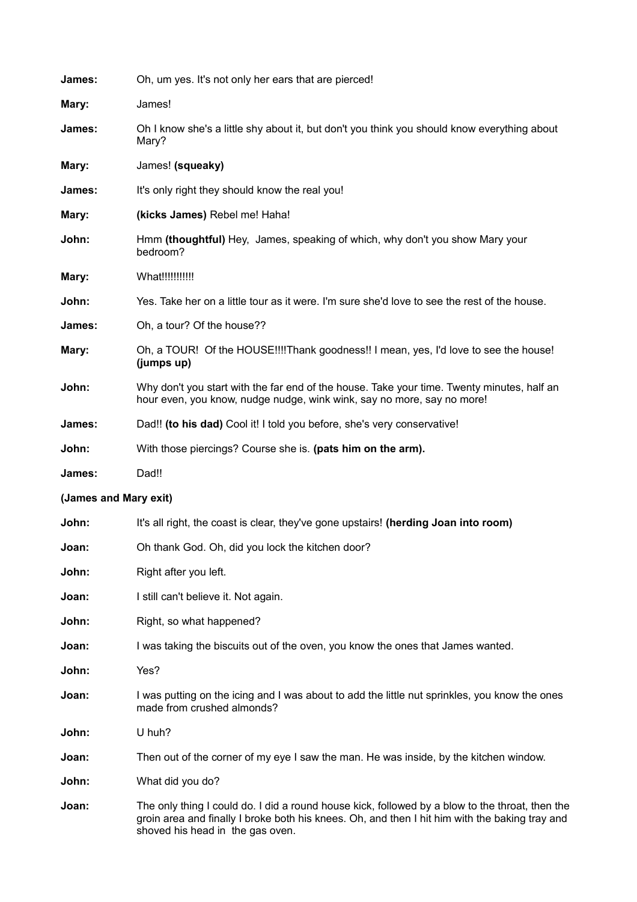**James:** Oh, um yes. It's not only her ears that are pierced!

**Mary:** James!

**James:** Oh I know she's a little shy about it, but don't you think you should know everything about Mary?

**Mary:** James! **(squeaky)**

**James:** It's only right they should know the real you!

**Mary:** **(kicks James)** Rebel me! Haha!

**John:** Hmm **(thoughtful)** Hey, James, speaking of which, why don't you show Mary your bedroom?

**Mary:** What!!!!!!!!!!!

**John:** Yes. Take her on a little tour as it were. I'm sure she'd love to see the rest of the house.

**James:** Oh, a tour? Of the house??

**Mary:** Oh, a TOUR! Of the HOUSE!!!!Thank goodness!! I mean, yes, I'd love to see the house! **(jumps up)**

**John:** Why don't you start with the far end of the house. Take your time. Twenty minutes, half an hour even, you know, nudge nudge, wink wink, say no more, say no more!

**James:** Dad!! **(to his dad)** Cool it! I told you before, she's very conservative!

**John:** With those piercings? Course she is. **(pats him on the arm).**

**James:** Dad!!

**(James and Mary exit)**

**John:** It's all right, the coast is clear, they've gone upstairs! **(herding Joan into room)**

**Joan:** Oh thank God. Oh, did you lock the kitchen door?

**John:** Right after you left.

**Joan:** I still can't believe it. Not again.

**John:** Right, so what happened?

**Joan:** I was taking the biscuits out of the oven, you know the ones that James wanted.

**John:** Yes?

**Joan:** I was putting on the icing and I was about to add the little nut sprinkles, you know the ones made from crushed almonds?

**John:** U huh?

**Joan:** Then out of the corner of my eye I saw the man. He was inside, by the kitchen window.

**John:** What did you do?

**Joan:** The only thing I could do. I did a round house kick, followed by a blow to the throat, then the groin area and finally I broke both his knees. Oh, and then I hit him with the baking tray and shoved his head in the gas oven.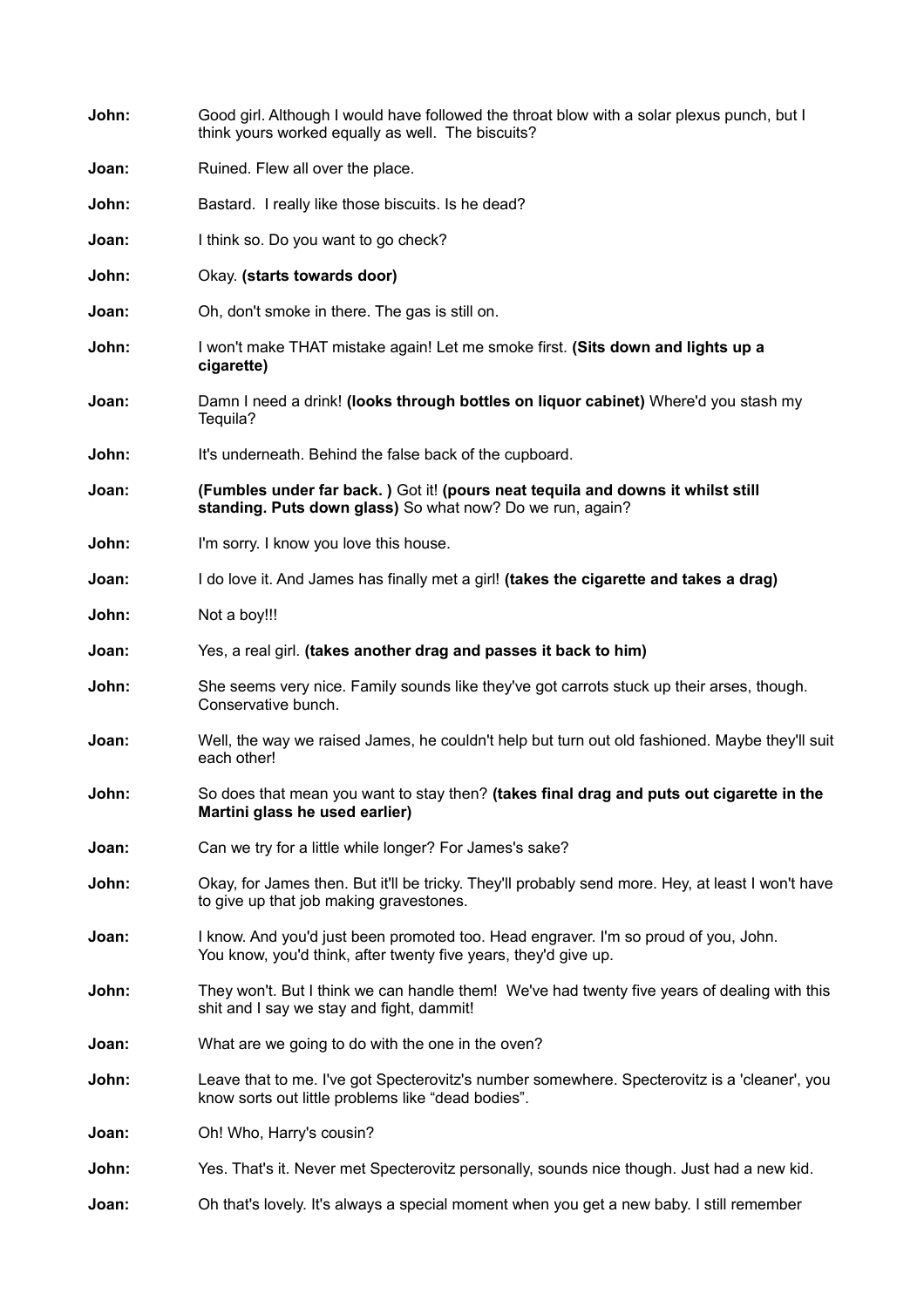**John:** Good girl. Although I would have followed the throat blow with a solar plexus punch, but I think yours worked equally as well. The biscuits?

**Joan:** Ruined. Flew all over the place.

**John:** Bastard. I really like those biscuits. Is he dead?

**Joan:** I think so. Do you want to go check?

**John:** Okay. **(starts towards door)**

**Joan:** Oh, don't smoke in there. The gas is still on.

**John:** I won't make THAT mistake again! Let me smoke first. **(Sits down and lights up a cigarette)**

**Joan:** Damn I need a drink! **(looks through bottles on liquor cabinet)** Where'd you stash my Tequila?

**John:** It's underneath. Behind the false back of the cupboard.

**Joan:** **(Fumbles under far back. )** Got it! **(pours neat tequila and downs it whilst still standing. Puts down glass)** So what now? Do we run, again?

**John:** I'm sorry. I know you love this house.

**Joan:** I do love it. And James has finally met a girl! **(takes the cigarette and takes a drag)**

**John:** Not a boy!!!

**Joan:** Yes, a real girl. **(takes another drag and passes it back to him)**

**John:** She seems very nice. Family sounds like they've got carrots stuck up their arses, though. Conservative bunch.

**Joan:** Well, the way we raised James, he couldn't help but turn out old fashioned. Maybe they'll suit each other!

**John:** So does that mean you want to stay then? **(takes final drag and puts out cigarette in the Martini glass he used earlier)**

**Joan:** Can we try for a little while longer? For James's sake?

**John:** Okay, for James then. But it'll be tricky. They'll probably send more. Hey, at least I won't have to give up that job making gravestones.

**Joan:** I know. And you'd just been promoted too. Head engraver. I'm so proud of you, John. You know, you'd think, after twenty five years, they'd give up.

**John:** They won't. But I think we can handle them! We've had twenty five years of dealing with this shit and I say we stay and fight, dammit!

**Joan:** What are we going to do with the one in the oven?

**John:** Leave that to me. I've got Specterovitz's number somewhere. Specterovitz is a 'cleaner', you know sorts out little problems like "dead bodies".

**Joan:** Oh! Who, Harry's cousin?

**John:** Yes. That's it. Never met Specterovitz personally, sounds nice though. Just had a new kid.

**Joan:** Oh that's lovely. It's always a special moment when you get a new baby. I still remember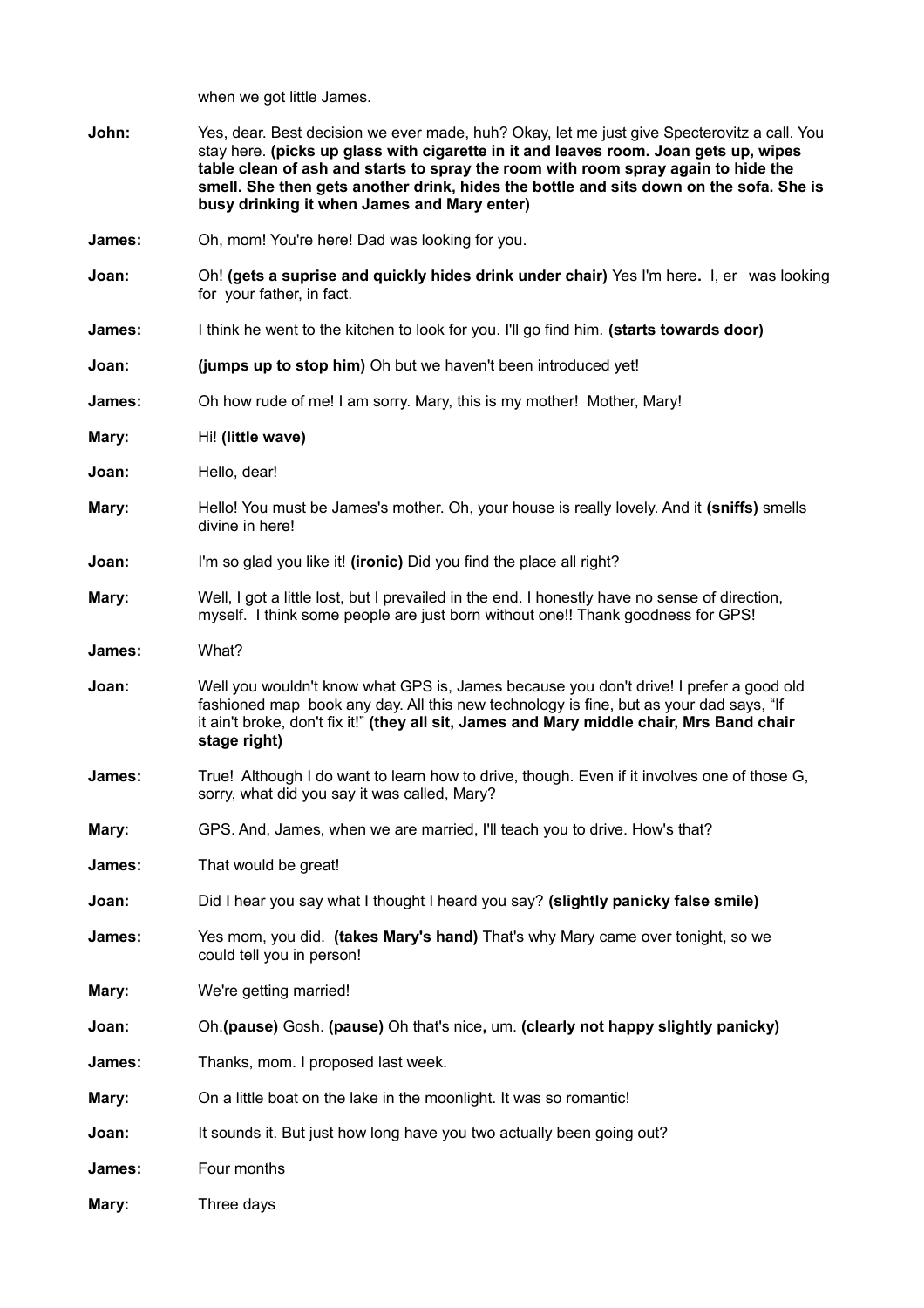when we got little James.

**John:** Yes, dear. Best decision we ever made, huh? Okay, let me just give Specterovitz a call. You stay here. **(picks up glass with cigarette in it and leaves room. Joan gets up, wipes table clean of ash and starts to spray the room with room spray again to hide the smell. She then gets another drink, hides the bottle and sits down on the sofa. She is busy drinking it when James and Mary enter)**

**James:** Oh, mom! You're here! Dad was looking for you.

**Joan:** Oh! **(gets a suprise and quickly hides drink under chair)** Yes I'm here**.** I, er was looking for your father, in fact.

**James:** I think he went to the kitchen to look for you. I'll go find him. **(starts towards door)**

**Joan:** **(jumps up to stop him)** Oh but we haven't been introduced yet!

**James:** Oh how rude of me! I am sorry. Mary, this is my mother! Mother, Mary!

**Mary:** Hi! **(little wave)**

**Joan:** Hello, dear!

**Mary:** Hello! You must be James's mother. Oh, your house is really lovely. And it **(sniffs)** smells divine in here!

**Joan:** I'm so glad you like it! **(ironic)** Did you find the place all right?

**Mary:** Well, I got a little lost, but I prevailed in the end. I honestly have no sense of direction, myself. I think some people are just born without one!! Thank goodness for GPS!

**James:** What?

**Joan:** Well you wouldn't know what GPS is, James because you don't drive! I prefer a good old fashioned map book any day. All this new technology is fine, but as your dad says, "If it ain't broke, don't fix it!" **(they all sit, James and Mary middle chair, Mrs Band chair stage right)**

**James:** True! Although I do want to learn how to drive, though. Even if it involves one of those G, sorry, what did you say it was called, Mary?

**Mary:** GPS. And, James, when we are married, I'll teach you to drive. How's that?

**James:** That would be great!

**Joan:** Did I hear you say what I thought I heard you say? **(slightly panicky false smile)**

**James:** Yes mom, you did. **(takes Mary's hand)** That's why Mary came over tonight, so we could tell you in person!

**Mary:** We're getting married!

**Joan:** Oh.**(pause)** Gosh. **(pause)** Oh that's nice**,** um. **(clearly not happy slightly panicky)**

**James:** Thanks, mom. I proposed last week.

**Mary:** On a little boat on the lake in the moonlight. It was so romantic!

**Joan:** It sounds it. But just how long have you two actually been going out?

**James:** Four months

**Mary:** Three days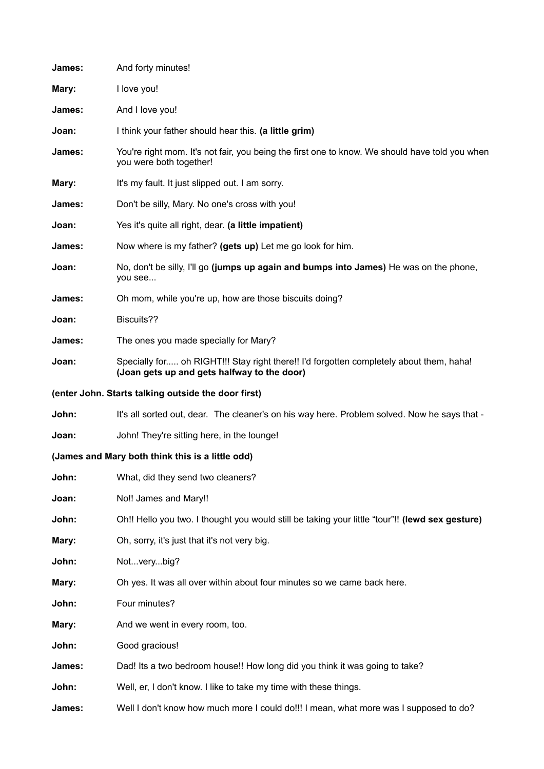**James:** And forty minutes!

**Mary:** I love you!

**James:** And I love you!

**Joan:** I think your father should hear this. **(a little grim)**

**James:** You're right mom. It's not fair, you being the first one to know. We should have told you when you were both together!

**Mary:** It's my fault. It just slipped out. I am sorry.

**James:** Don't be silly, Mary. No one's cross with you!

**Joan:** Yes it's quite all right, dear. **(a little impatient)**

**James:** Now where is my father? **(gets up)** Let me go look for him.

**Joan:** No, don't be silly, I'll go **(jumps up again and bumps into James)** He was on the phone, you see...

**James:** Oh mom, while you're up, how are those biscuits doing?

**Joan:** Biscuits??

**James:** The ones you made specially for Mary?

**Joan:** Specially for..... oh RIGHT!!! Stay right there!! I'd forgotten completely about them, haha! **(Joan gets up and gets halfway to the door)**

**(enter John. Starts talking outside the door first)**

**John:** It's all sorted out, dear. The cleaner's on his way here. Problem solved. Now he says that -

**Joan:** John! They're sitting here, in the lounge!

**(James and Mary both think this is a little odd)**

**John:** What, did they send two cleaners?

**Joan:** No!! James and Mary!!

**John:** Oh!! Hello you two. I thought you would still be taking your little "tour"!! **(lewd sex gesture)**

**Mary:** Oh, sorry, it's just that it's not very big.

**John:** Not...very...big?

**Mary:** Oh yes. It was all over within about four minutes so we came back here.

**John:** Four minutes?

**Mary:** And we went in every room, too.

**John:** Good gracious!

**James:** Dad! Its a two bedroom house!! How long did you think it was going to take?

**John:** Well, er, I don't know. I like to take my time with these things.

**James:** Well I don't know how much more I could do!!! I mean, what more was I supposed to do?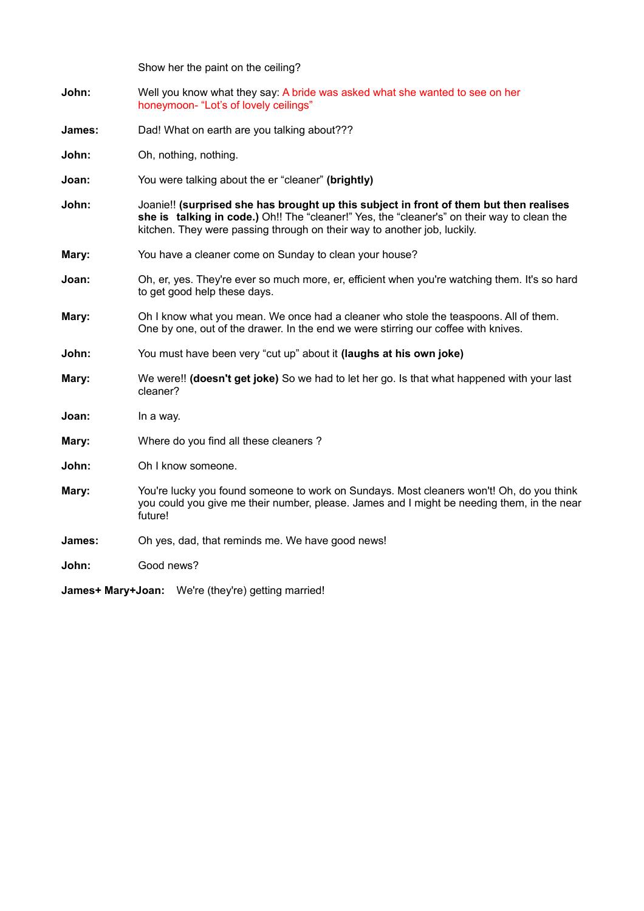Show her the paint on the ceiling?

**John:** Well you know what they say: A bride was asked what she wanted to see on her honeymoon- "Lot's of lovely ceilings"

**James:** Dad! What on earth are you talking about???

**John:** Oh, nothing, nothing.

**Joan:** You were talking about the er "cleaner" **(brightly)**

**John:** Joanie!! **(surprised she has brought up this subject in front of them but then realises she is talking in code.)** Oh!! The "cleaner!" Yes, the "cleaner's" on their way to clean the kitchen. They were passing through on their way to another job, luckily.

**Mary:** You have a cleaner come on Sunday to clean your house?

**Joan:** Oh, er, yes. They're ever so much more, er, efficient when you're watching them. It's so hard to get good help these days.

**Mary:** Oh I know what you mean. We once had a cleaner who stole the teaspoons. All of them. One by one, out of the drawer. In the end we were stirring our coffee with knives.

**John:** You must have been very "cut up" about it **(laughs at his own joke)**

**Mary:** We were!! **(doesn't get joke)** So we had to let her go. Is that what happened with your last cleaner?

**Joan:** In a way.

**Mary:** Where do you find all these cleaners ?

**John:** Oh I know someone.

**Mary:** You're lucky you found someone to work on Sundays. Most cleaners won't! Oh, do you think you could you give me their number, please. James and I might be needing them, in the near future!

**James:** Oh yes, dad, that reminds me. We have good news!

**John:** Good news?

**James+ Mary+Joan:** We're (they're) getting married!